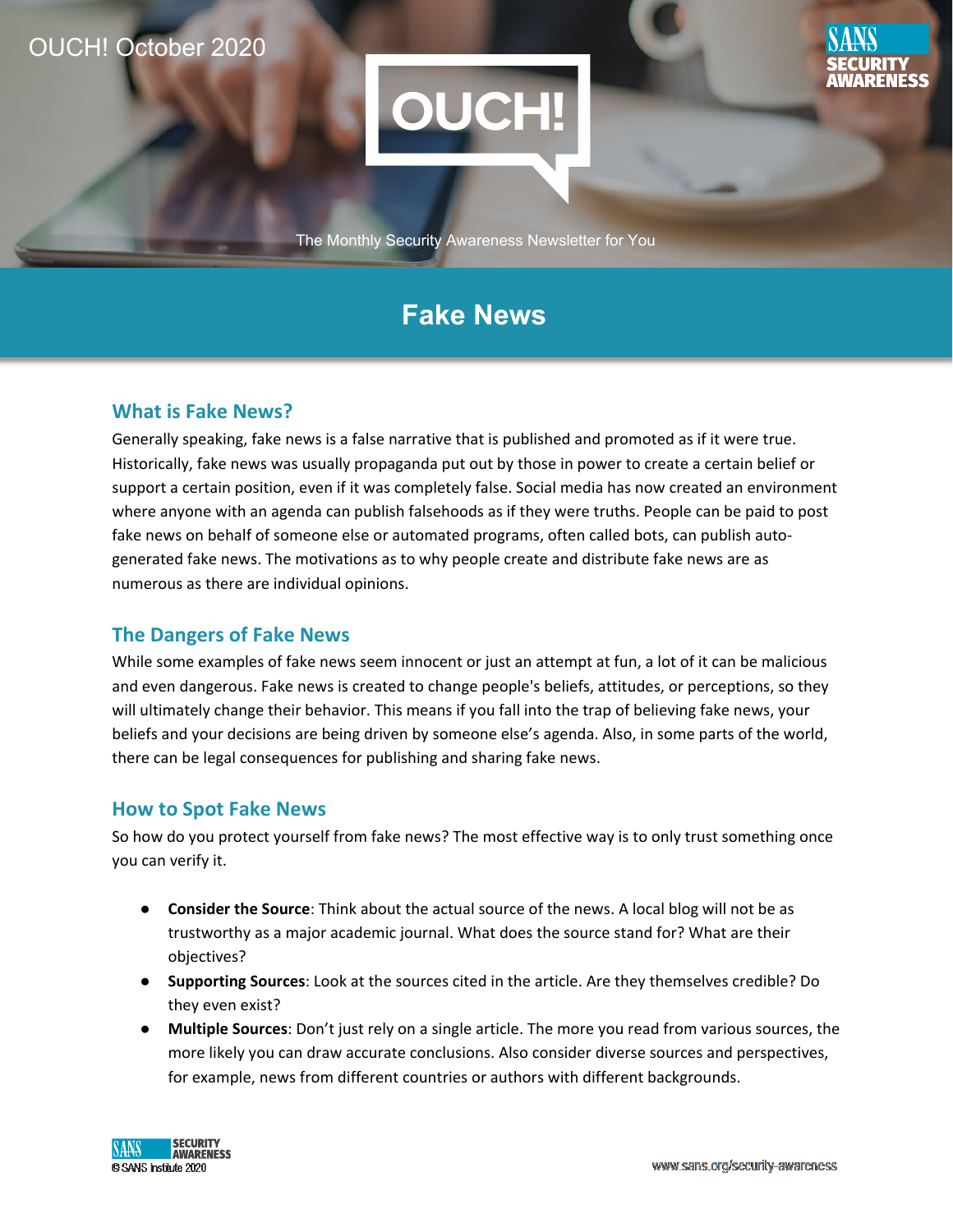OUCH! October 2020

# OUCH!

The Monthly Security Awareness Newsletter for You

# Fake News

## What is Fake News?

Generally speaking, fake news is a false narrative that is published and promoted as if it were true. Historically, fake news was usually propaganda put out by those in power to create a certain belief or support a certain position, even if it was completely false. Social media has now created an environment where anyone with an agenda can publish falsehoods as if they were truths. People can be paid to post fake news on behalf of someone else or automated programs, often called bots, can publish auto-generated fake news. The motivations as to why people create and distribute fake news are as numerous as there are individual opinions.

## The Dangers of Fake News

While some examples of fake news seem innocent or just an attempt at fun, a lot of it can be malicious and even dangerous. Fake news is created to change people's beliefs, attitudes, or perceptions, so they will ultimately change their behavior. This means if you fall into the trap of believing fake news, your beliefs and your decisions are being driven by someone else's agenda. Also, in some parts of the world, there can be legal consequences for publishing and sharing fake news.

## How to Spot Fake News

So how do you protect yourself from fake news? The most effective way is to only trust something once you can verify it.

- **Consider the Source**: Think about the actual source of the news. A local blog will not be as trustworthy as a major academic journal. What does the source stand for? What are their objectives?
- **Supporting Sources**: Look at the sources cited in the article. Are they themselves credible? Do they even exist?
- **Multiple Sources**: Don't just rely on a single article. The more you read from various sources, the more likely you can draw accurate conclusions. Also consider diverse sources and perspectives, for example, news from different countries or authors with different backgrounds.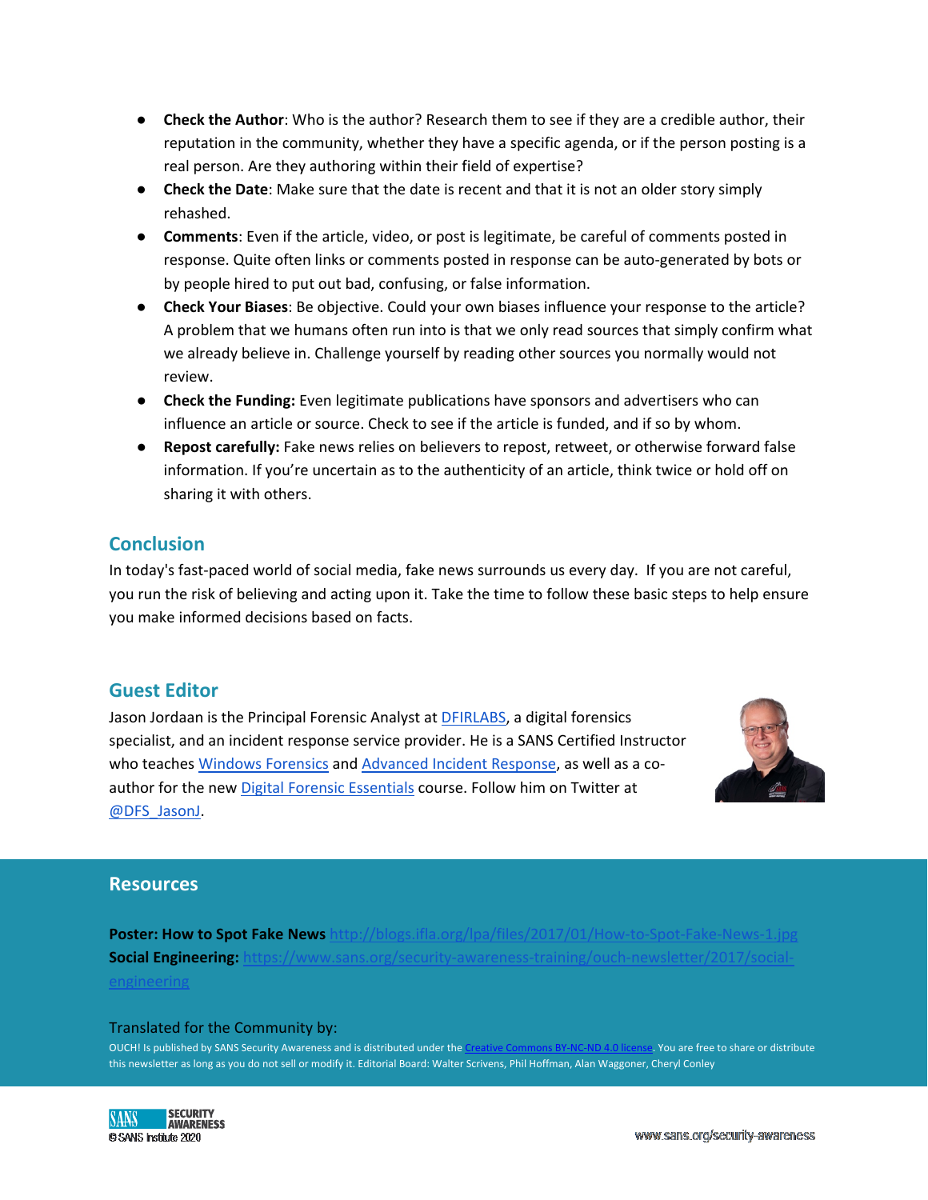- **Check the Author**: Who is the author? Research them to see if they are a credible author, their reputation in the community, whether they have a specific agenda, or if the person posting is a real person. Are they authoring within their field of expertise?
- **Check the Date**: Make sure that the date is recent and that it is not an older story simply rehashed.
- **Comments**: Even if the article, video, or post is legitimate, be careful of comments posted in response. Quite often links or comments posted in response can be auto-generated by bots or by people hired to put out bad, confusing, or false information.
- **Check Your Biases**: Be objective. Could your own biases influence your response to the article? A problem that we humans often run into is that we only read sources that simply confirm what we already believe in. Challenge yourself by reading other sources you normally would not review.
- **Check the Funding:** Even legitimate publications have sponsors and advertisers who can influence an article or source. Check to see if the article is funded, and if so by whom.
- **Repost carefully:** Fake news relies on believers to repost, retweet, or otherwise forward false information. If you're uncertain as to the authenticity of an article, think twice or hold off on sharing it with others.

## Conclusion

In today's fast-paced world of social media, fake news surrounds us every day. If you are not careful, you run the risk of believing and acting upon it. Take the time to follow these basic steps to help ensure you make informed decisions based on facts.

## Guest Editor

Jason Jordaan is the Principal Forensic Analyst at [DFIRLABS](), a digital forensics specialist, and an incident response service provider. He is a SANS Certified Instructor who teaches [Windows Forensics]() and [Advanced Incident Response](), as well as a co-author for the new [Digital Forensic Essentials]() course. Follow him on Twitter at [@DFS_JasonJ]().

## Resources

**Poster: How to Spot Fake News** http://blogs.ifla.org/lpa/files/2017/01/How-to-Spot-Fake-News-1.jpg
**Social Engineering:** https://www.sans.org/security-awareness-training/ouch-newsletter/2017/social-engineering

Translated for the Community by:

OUCH! Is published by SANS Security Awareness and is distributed under the [Creative Commons BY-NC-ND 4.0 license](). You are free to share or distribute this newsletter as long as you do not sell or modify it. Editorial Board: Walter Scrivens, Phil Hoffman, Alan Waggoner, Cheryl Conley

SANS SECURITY AWARENESS
© SANS Institute 2020

www.sans.org/security-awareness